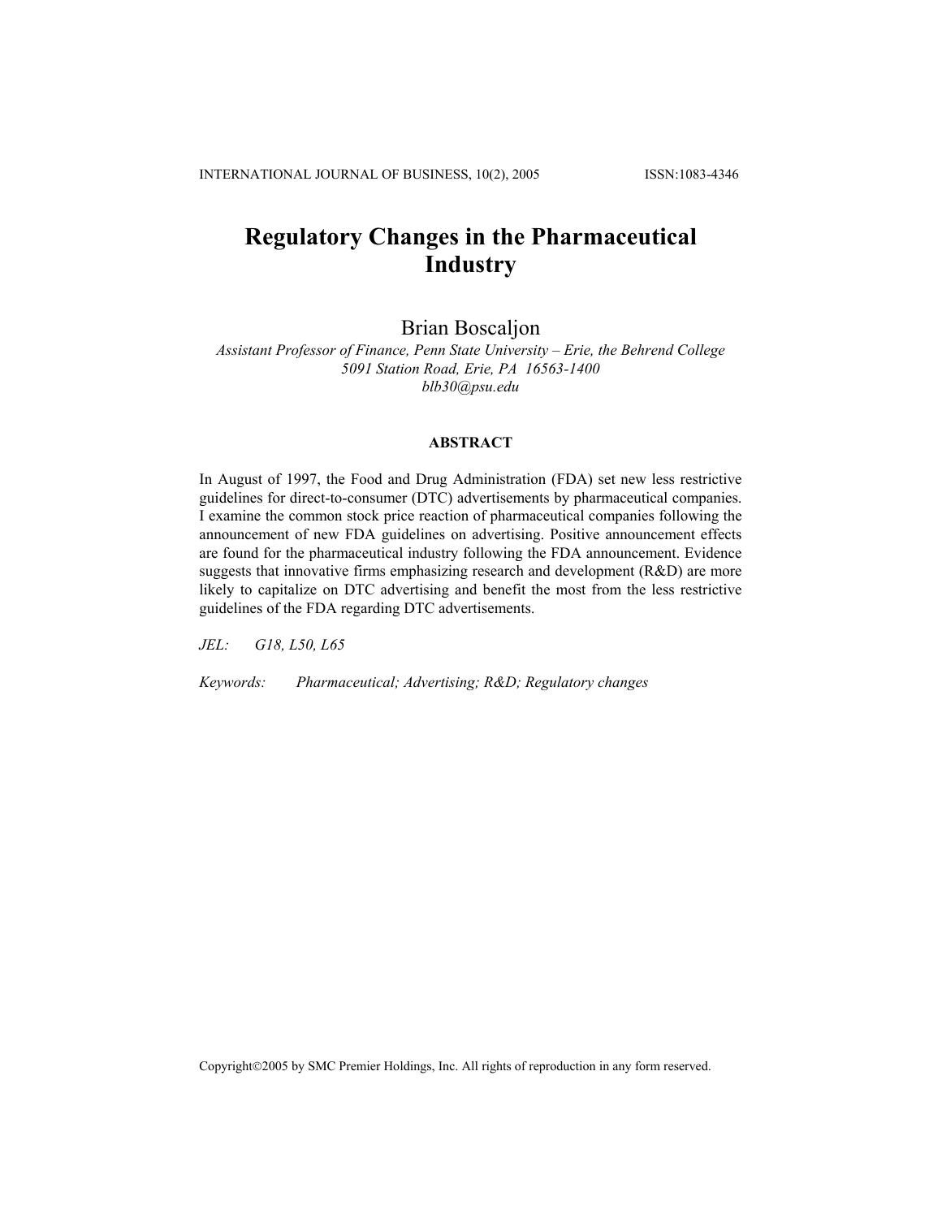# Regulatory Changes in the Pharmaceutical Industry

Brian Boscaljon

*Assistant Professor of Finance, Penn State University – Erie, the Behrend College*
*5091 Station Road, Erie, PA 16563-1400*
*blb30@psu.edu*

## ABSTRACT

In August of 1997, the Food and Drug Administration (FDA) set new less restrictive guidelines for direct-to-consumer (DTC) advertisements by pharmaceutical companies. I examine the common stock price reaction of pharmaceutical companies following the announcement of new FDA guidelines on advertising. Positive announcement effects are found for the pharmaceutical industry following the FDA announcement. Evidence suggests that innovative firms emphasizing research and development (R&D) are more likely to capitalize on DTC advertising and benefit the most from the less restrictive guidelines of the FDA regarding DTC advertisements.

*JEL:* G18, L50, L65

*Keywords:* *Pharmaceutical; Advertising; R&D; Regulatory changes*

Copyright©2005 by SMC Premier Holdings, Inc. All rights of reproduction in any form reserved.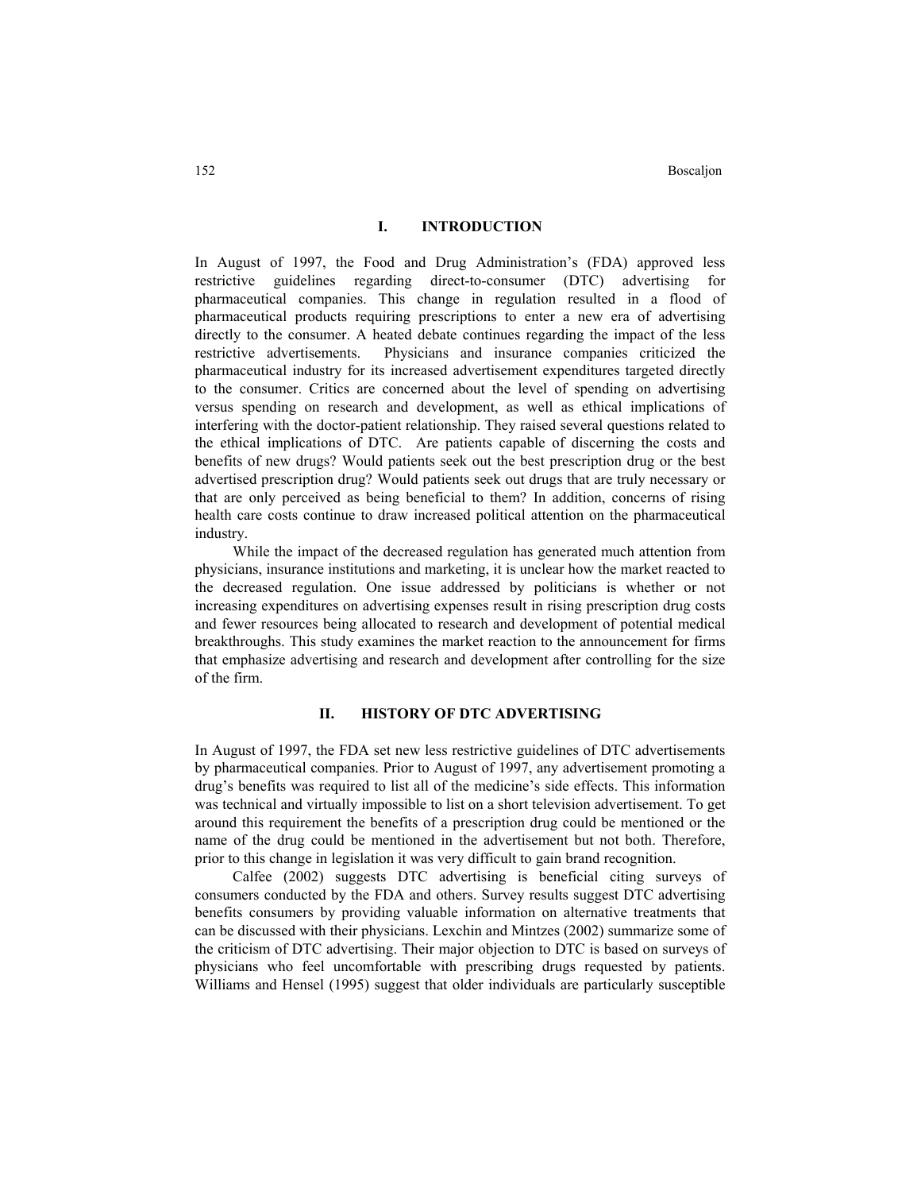## I. INTRODUCTION

In August of 1997, the Food and Drug Administration's (FDA) approved less restrictive guidelines regarding direct-to-consumer (DTC) advertising for pharmaceutical companies. This change in regulation resulted in a flood of pharmaceutical products requiring prescriptions to enter a new era of advertising directly to the consumer. A heated debate continues regarding the impact of the less restrictive advertisements. Physicians and insurance companies criticized the pharmaceutical industry for its increased advertisement expenditures targeted directly to the consumer. Critics are concerned about the level of spending on advertising versus spending on research and development, as well as ethical implications of interfering with the doctor-patient relationship. They raised several questions related to the ethical implications of DTC. Are patients capable of discerning the costs and benefits of new drugs? Would patients seek out the best prescription drug or the best advertised prescription drug? Would patients seek out drugs that are truly necessary or that are only perceived as being beneficial to them? In addition, concerns of rising health care costs continue to draw increased political attention on the pharmaceutical industry.

While the impact of the decreased regulation has generated much attention from physicians, insurance institutions and marketing, it is unclear how the market reacted to the decreased regulation. One issue addressed by politicians is whether or not increasing expenditures on advertising expenses result in rising prescription drug costs and fewer resources being allocated to research and development of potential medical breakthroughs. This study examines the market reaction to the announcement for firms that emphasize advertising and research and development after controlling for the size of the firm.

## II. HISTORY OF DTC ADVERTISING

In August of 1997, the FDA set new less restrictive guidelines of DTC advertisements by pharmaceutical companies. Prior to August of 1997, any advertisement promoting a drug's benefits was required to list all of the medicine's side effects. This information was technical and virtually impossible to list on a short television advertisement. To get around this requirement the benefits of a prescription drug could be mentioned or the name of the drug could be mentioned in the advertisement but not both. Therefore, prior to this change in legislation it was very difficult to gain brand recognition.

Calfee (2002) suggests DTC advertising is beneficial citing surveys of consumers conducted by the FDA and others. Survey results suggest DTC advertising benefits consumers by providing valuable information on alternative treatments that can be discussed with their physicians. Lexchin and Mintzes (2002) summarize some of the criticism of DTC advertising. Their major objection to DTC is based on surveys of physicians who feel uncomfortable with prescribing drugs requested by patients. Williams and Hensel (1995) suggest that older individuals are particularly susceptible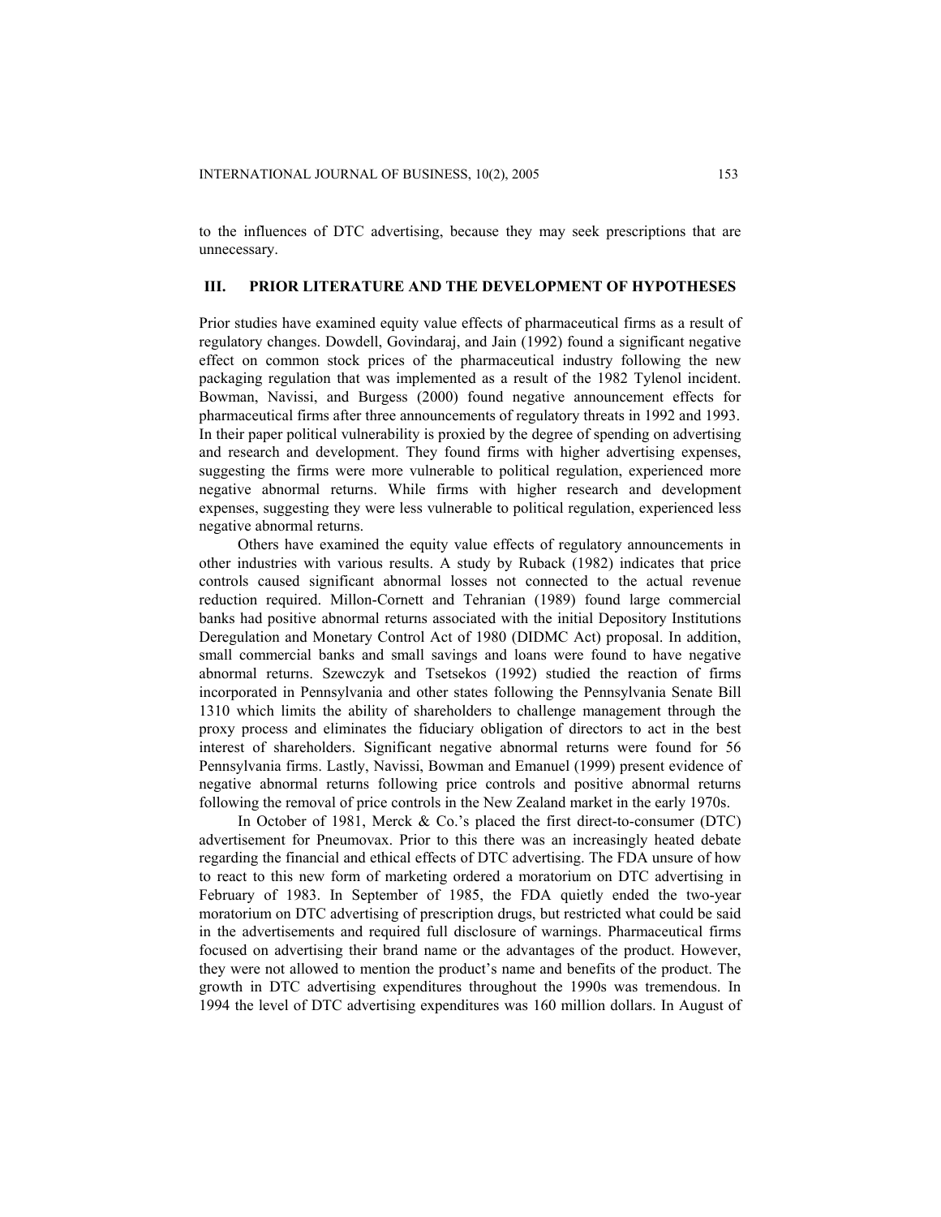to the influences of DTC advertising, because they may seek prescriptions that are unnecessary.

## III. PRIOR LITERATURE AND THE DEVELOPMENT OF HYPOTHESES

Prior studies have examined equity value effects of pharmaceutical firms as a result of regulatory changes. Dowdell, Govindaraj, and Jain (1992) found a significant negative effect on common stock prices of the pharmaceutical industry following the new packaging regulation that was implemented as a result of the 1982 Tylenol incident. Bowman, Navissi, and Burgess (2000) found negative announcement effects for pharmaceutical firms after three announcements of regulatory threats in 1992 and 1993. In their paper political vulnerability is proxied by the degree of spending on advertising and research and development. They found firms with higher advertising expenses, suggesting the firms were more vulnerable to political regulation, experienced more negative abnormal returns. While firms with higher research and development expenses, suggesting they were less vulnerable to political regulation, experienced less negative abnormal returns.

Others have examined the equity value effects of regulatory announcements in other industries with various results. A study by Ruback (1982) indicates that price controls caused significant abnormal losses not connected to the actual revenue reduction required. Millon-Cornett and Tehranian (1989) found large commercial banks had positive abnormal returns associated with the initial Depository Institutions Deregulation and Monetary Control Act of 1980 (DIDMC Act) proposal. In addition, small commercial banks and small savings and loans were found to have negative abnormal returns. Szewczyk and Tsetsekos (1992) studied the reaction of firms incorporated in Pennsylvania and other states following the Pennsylvania Senate Bill 1310 which limits the ability of shareholders to challenge management through the proxy process and eliminates the fiduciary obligation of directors to act in the best interest of shareholders. Significant negative abnormal returns were found for 56 Pennsylvania firms. Lastly, Navissi, Bowman and Emanuel (1999) present evidence of negative abnormal returns following price controls and positive abnormal returns following the removal of price controls in the New Zealand market in the early 1970s.

In October of 1981, Merck & Co.'s placed the first direct-to-consumer (DTC) advertisement for Pneumovax. Prior to this there was an increasingly heated debate regarding the financial and ethical effects of DTC advertising. The FDA unsure of how to react to this new form of marketing ordered a moratorium on DTC advertising in February of 1983. In September of 1985, the FDA quietly ended the two-year moratorium on DTC advertising of prescription drugs, but restricted what could be said in the advertisements and required full disclosure of warnings. Pharmaceutical firms focused on advertising their brand name or the advantages of the product. However, they were not allowed to mention the product's name and benefits of the product. The growth in DTC advertising expenditures throughout the 1990s was tremendous. In 1994 the level of DTC advertising expenditures was 160 million dollars. In August of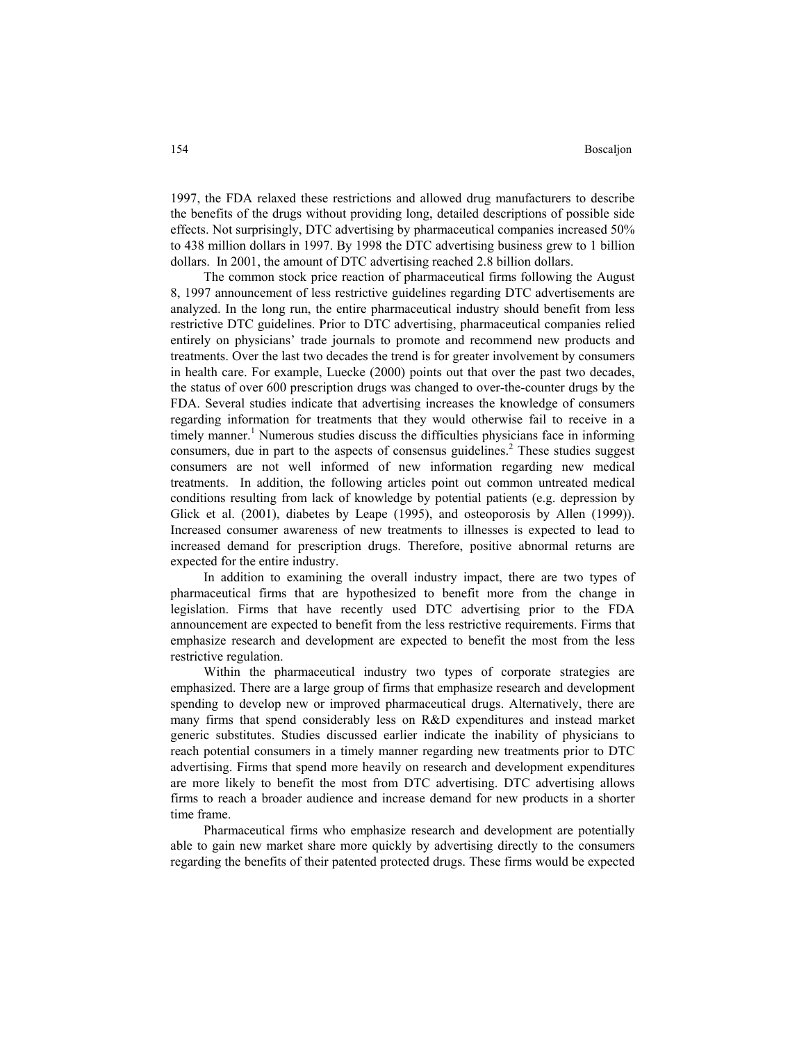1997, the FDA relaxed these restrictions and allowed drug manufacturers to describe the benefits of the drugs without providing long, detailed descriptions of possible side effects. Not surprisingly, DTC advertising by pharmaceutical companies increased 50% to 438 million dollars in 1997. By 1998 the DTC advertising business grew to 1 billion dollars. In 2001, the amount of DTC advertising reached 2.8 billion dollars.

The common stock price reaction of pharmaceutical firms following the August 8, 1997 announcement of less restrictive guidelines regarding DTC advertisements are analyzed. In the long run, the entire pharmaceutical industry should benefit from less restrictive DTC guidelines. Prior to DTC advertising, pharmaceutical companies relied entirely on physicians' trade journals to promote and recommend new products and treatments. Over the last two decades the trend is for greater involvement by consumers in health care. For example, Luecke (2000) points out that over the past two decades, the status of over 600 prescription drugs was changed to over-the-counter drugs by the FDA. Several studies indicate that advertising increases the knowledge of consumers regarding information for treatments that they would otherwise fail to receive in a timely manner.[1] Numerous studies discuss the difficulties physicians face in informing consumers, due in part to the aspects of consensus guidelines.[2] These studies suggest consumers are not well informed of new information regarding new medical treatments. In addition, the following articles point out common untreated medical conditions resulting from lack of knowledge by potential patients (e.g. depression by Glick et al. (2001), diabetes by Leape (1995), and osteoporosis by Allen (1999)). Increased consumer awareness of new treatments to illnesses is expected to lead to increased demand for prescription drugs. Therefore, positive abnormal returns are expected for the entire industry.

In addition to examining the overall industry impact, there are two types of pharmaceutical firms that are hypothesized to benefit more from the change in legislation. Firms that have recently used DTC advertising prior to the FDA announcement are expected to benefit from the less restrictive requirements. Firms that emphasize research and development are expected to benefit the most from the less restrictive regulation.

Within the pharmaceutical industry two types of corporate strategies are emphasized. There are a large group of firms that emphasize research and development spending to develop new or improved pharmaceutical drugs. Alternatively, there are many firms that spend considerably less on R&D expenditures and instead market generic substitutes. Studies discussed earlier indicate the inability of physicians to reach potential consumers in a timely manner regarding new treatments prior to DTC advertising. Firms that spend more heavily on research and development expenditures are more likely to benefit the most from DTC advertising. DTC advertising allows firms to reach a broader audience and increase demand for new products in a shorter time frame.

Pharmaceutical firms who emphasize research and development are potentially able to gain new market share more quickly by advertising directly to the consumers regarding the benefits of their patented protected drugs. These firms would be expected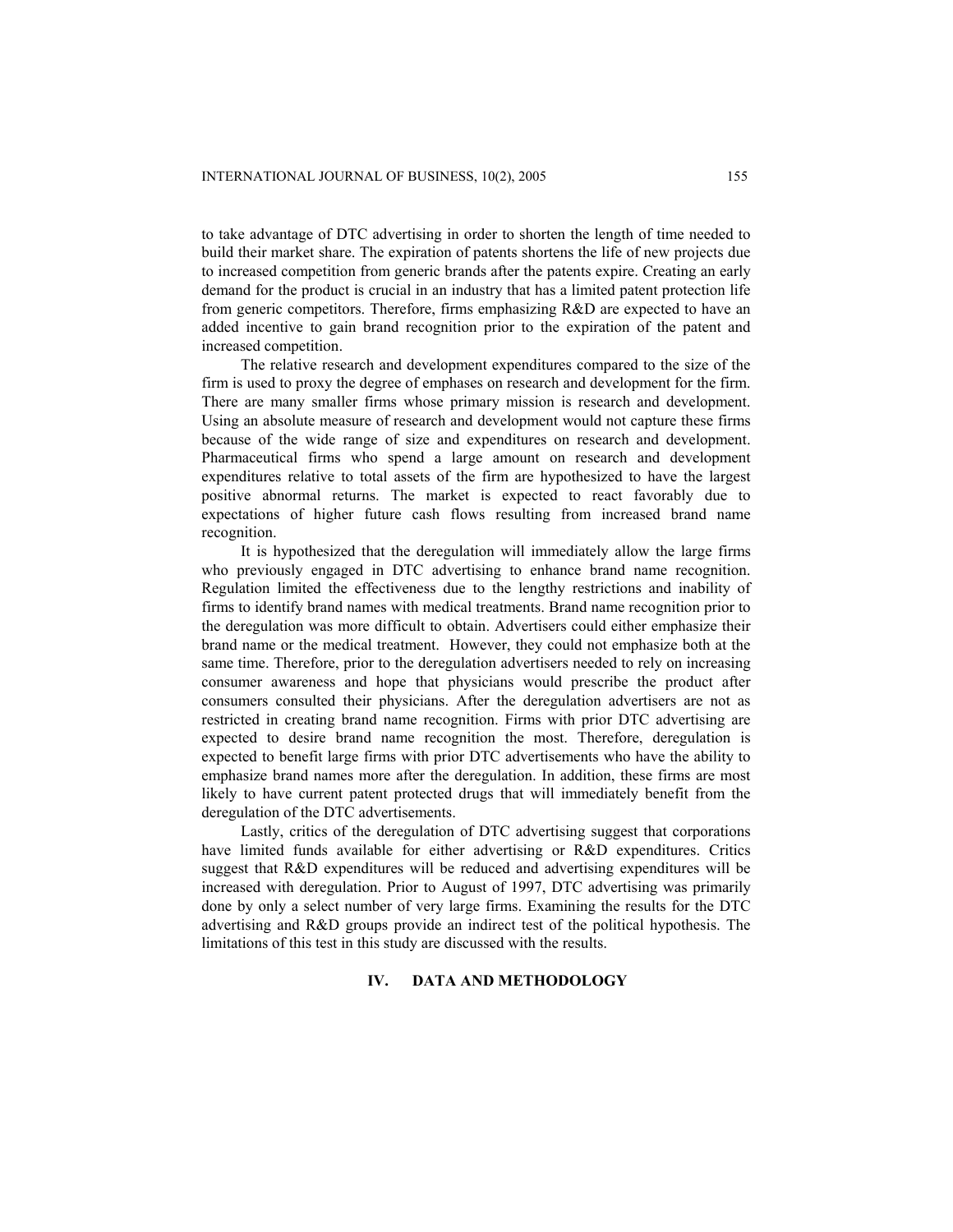to take advantage of DTC advertising in order to shorten the length of time needed to build their market share. The expiration of patents shortens the life of new projects due to increased competition from generic brands after the patents expire. Creating an early demand for the product is crucial in an industry that has a limited patent protection life from generic competitors. Therefore, firms emphasizing R&D are expected to have an added incentive to gain brand recognition prior to the expiration of the patent and increased competition.

The relative research and development expenditures compared to the size of the firm is used to proxy the degree of emphases on research and development for the firm. There are many smaller firms whose primary mission is research and development. Using an absolute measure of research and development would not capture these firms because of the wide range of size and expenditures on research and development. Pharmaceutical firms who spend a large amount on research and development expenditures relative to total assets of the firm are hypothesized to have the largest positive abnormal returns. The market is expected to react favorably due to expectations of higher future cash flows resulting from increased brand name recognition.

It is hypothesized that the deregulation will immediately allow the large firms who previously engaged in DTC advertising to enhance brand name recognition. Regulation limited the effectiveness due to the lengthy restrictions and inability of firms to identify brand names with medical treatments. Brand name recognition prior to the deregulation was more difficult to obtain. Advertisers could either emphasize their brand name or the medical treatment. However, they could not emphasize both at the same time. Therefore, prior to the deregulation advertisers needed to rely on increasing consumer awareness and hope that physicians would prescribe the product after consumers consulted their physicians. After the deregulation advertisers are not as restricted in creating brand name recognition. Firms with prior DTC advertising are expected to desire brand name recognition the most. Therefore, deregulation is expected to benefit large firms with prior DTC advertisements who have the ability to emphasize brand names more after the deregulation. In addition, these firms are most likely to have current patent protected drugs that will immediately benefit from the deregulation of the DTC advertisements.

Lastly, critics of the deregulation of DTC advertising suggest that corporations have limited funds available for either advertising or R&D expenditures. Critics suggest that R&D expenditures will be reduced and advertising expenditures will be increased with deregulation. Prior to August of 1997, DTC advertising was primarily done by only a select number of very large firms. Examining the results for the DTC advertising and R&D groups provide an indirect test of the political hypothesis. The limitations of this test in this study are discussed with the results.

## IV. DATA AND METHODOLOGY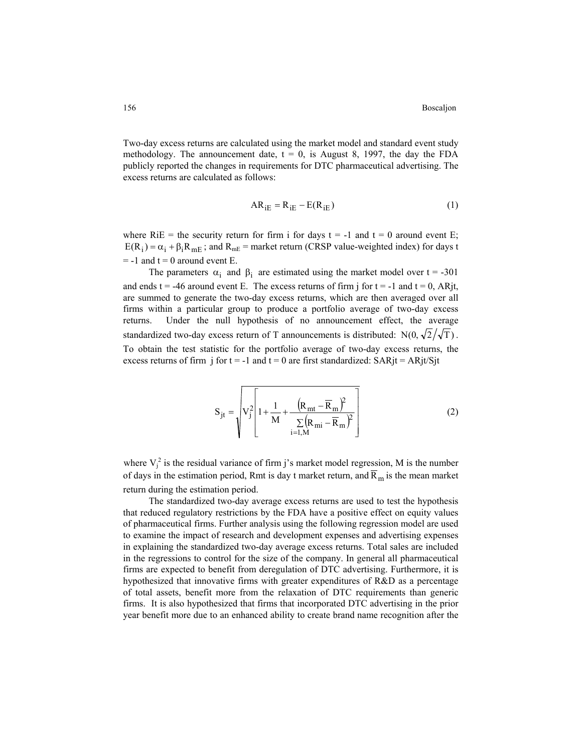Two-day excess returns are calculated using the market model and standard event study methodology. The announcement date, t = 0, is August 8, 1997, the day the FDA publicly reported the changes in requirements for DTC pharmaceutical advertising. The excess returns are calculated as follows:

$$AR_{iE} = R_{iE} - E(R_{iE}) \tag{1}$$

where RiE = the security return for firm i for days t = -1 and t = 0 around event E; $E(R_i) = \alpha_i + \beta_i R_{mE}$; and $R_{mE}$ = market return (CRSP value-weighted index) for days t = -1 and t = 0 around event E.

The parameters $\alpha_i$ and $\beta_i$ are estimated using the market model over t = -301 and ends t = -46 around event E. The excess returns of firm j for t = -1 and t = 0, ARjt, are summed to generate the two-day excess returns, which are then averaged over all firms within a particular group to produce a portfolio average of two-day excess returns. Under the null hypothesis of no announcement effect, the average standardized two-day excess return of T announcements is distributed: $N(0, \sqrt{2}/\sqrt{T})$. To obtain the test statistic for the portfolio average of two-day excess returns, the excess returns of firm j for t = -1 and t = 0 are first standardized: SARjt = ARjt/Sjt

$$S_{jt} = \sqrt{V_j^2 \left[ 1 + \frac{1}{M} + \frac{\left(R_{mt} - \overline{R}_m\right)^2}{\sum_{i=1,M} \left(R_{mi} - \overline{R}_m\right)^2} \right]} \tag{2}$$

where $V_j^2$ is the residual variance of firm j's market model regression, M is the number of days in the estimation period, Rmt is day t market return, and $\overline{R}_m$ is the mean market return during the estimation period.

The standardized two-day average excess returns are used to test the hypothesis that reduced regulatory restrictions by the FDA have a positive effect on equity values of pharmaceutical firms. Further analysis using the following regression model are used to examine the impact of research and development expenses and advertising expenses in explaining the standardized two-day average excess returns. Total sales are included in the regressions to control for the size of the company. In general all pharmaceutical firms are expected to benefit from deregulation of DTC advertising. Furthermore, it is hypothesized that innovative firms with greater expenditures of R&D as a percentage of total assets, benefit more from the relaxation of DTC requirements than generic firms. It is also hypothesized that firms that incorporated DTC advertising in the prior year benefit more due to an enhanced ability to create brand name recognition after the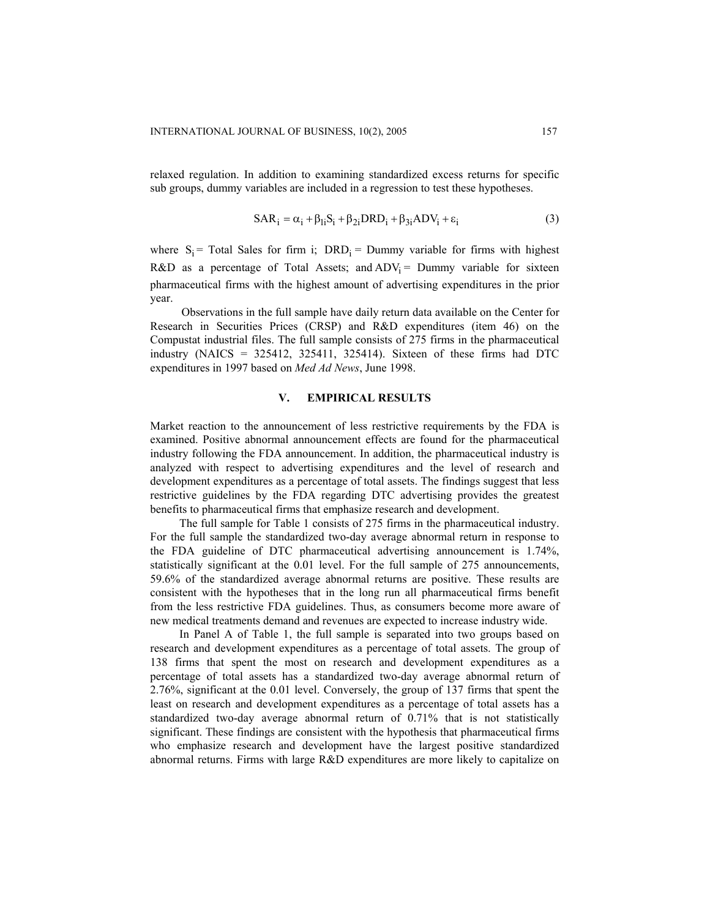relaxed regulation. In addition to examining standardized excess returns for specific sub groups, dummy variables are included in a regression to test these hypotheses.

$$SAR_i = \alpha_i + \beta_{1i}S_i + \beta_{2i}DRD_i + \beta_{3i}ADV_i + \varepsilon_i \tag{3}$$

where $S_i$ = Total Sales for firm i; $DRD_i$ = Dummy variable for firms with highest R&D as a percentage of Total Assets; and $ADV_i$ = Dummy variable for sixteen pharmaceutical firms with the highest amount of advertising expenditures in the prior year.

Observations in the full sample have daily return data available on the Center for Research in Securities Prices (CRSP) and R&D expenditures (item 46) on the Compustat industrial files. The full sample consists of 275 firms in the pharmaceutical industry (NAICS = 325412, 325411, 325414). Sixteen of these firms had DTC expenditures in 1997 based on *Med Ad News*, June 1998.

## V. EMPIRICAL RESULTS

Market reaction to the announcement of less restrictive requirements by the FDA is examined. Positive abnormal announcement effects are found for the pharmaceutical industry following the FDA announcement. In addition, the pharmaceutical industry is analyzed with respect to advertising expenditures and the level of research and development expenditures as a percentage of total assets. The findings suggest that less restrictive guidelines by the FDA regarding DTC advertising provides the greatest benefits to pharmaceutical firms that emphasize research and development.

The full sample for Table 1 consists of 275 firms in the pharmaceutical industry. For the full sample the standardized two-day average abnormal return in response to the FDA guideline of DTC pharmaceutical advertising announcement is 1.74%, statistically significant at the 0.01 level. For the full sample of 275 announcements, 59.6% of the standardized average abnormal returns are positive. These results are consistent with the hypotheses that in the long run all pharmaceutical firms benefit from the less restrictive FDA guidelines. Thus, as consumers become more aware of new medical treatments demand and revenues are expected to increase industry wide.

In Panel A of Table 1, the full sample is separated into two groups based on research and development expenditures as a percentage of total assets. The group of 138 firms that spent the most on research and development expenditures as a percentage of total assets has a standardized two-day average abnormal return of 2.76%, significant at the 0.01 level. Conversely, the group of 137 firms that spent the least on research and development expenditures as a percentage of total assets has a standardized two-day average abnormal return of 0.71% that is not statistically significant. These findings are consistent with the hypothesis that pharmaceutical firms who emphasize research and development have the largest positive standardized abnormal returns. Firms with large R&D expenditures are more likely to capitalize on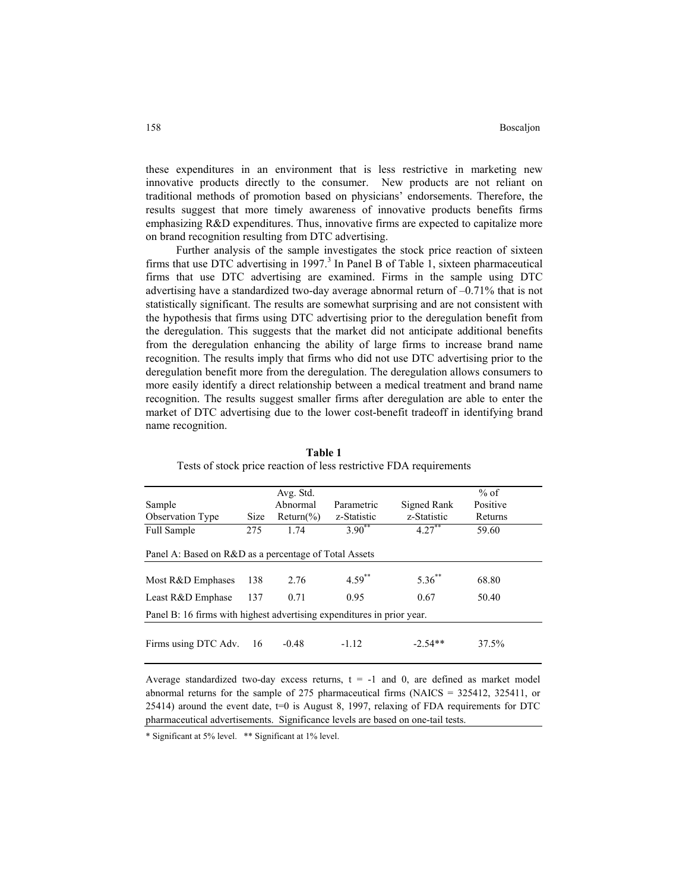these expenditures in an environment that is less restrictive in marketing new innovative products directly to the consumer. New products are not reliant on traditional methods of promotion based on physicians' endorsements. Therefore, the results suggest that more timely awareness of innovative products benefits firms emphasizing R&D expenditures. Thus, innovative firms are expected to capitalize more on brand recognition resulting from DTC advertising.

Further analysis of the sample investigates the stock price reaction of sixteen firms that use DTC advertising in 1997.[3] In Panel B of Table 1, sixteen pharmaceutical firms that use DTC advertising are examined. Firms in the sample using DTC advertising have a standardized two-day average abnormal return of –0.71% that is not statistically significant. The results are somewhat surprising and are not consistent with the hypothesis that firms using DTC advertising prior to the deregulation benefit from the deregulation. This suggests that the market did not anticipate additional benefits from the deregulation enhancing the ability of large firms to increase brand name recognition. The results imply that firms who did not use DTC advertising prior to the deregulation benefit more from the deregulation. The deregulation allows consumers to more easily identify a direct relationship between a medical treatment and brand name recognition. The results suggest smaller firms after deregulation are able to enter the market of DTC advertising due to the lower cost-benefit tradeoff in identifying brand name recognition.

**Table 1**

Tests of stock price reaction of less restrictive FDA requirements

| Sample Observation Type | Size | Avg. Std. Abnormal Return(%) | Parametric z-Statistic | Signed Rank z-Statistic | % of Positive Returns |
|---|---|---|---|---|---|
| Full Sample | 275 | 1.74 | 3.90** | 4.27** | 59.60 |
| Panel A: Based on R&D as a percentage of Total Assets | | | | | |
| Most R&D Emphases | 138 | 2.76 | 4.59** | 5.36** | 68.80 |
| Least R&D Emphase | 137 | 0.71 | 0.95 | 0.67 | 50.40 |
| Panel B: 16 firms with highest advertising expenditures in prior year. | | | | | |
| Firms using DTC Adv. | 16 | -0.48 | -1.12 | -2.54** | 37.5% |

Average standardized two-day excess returns, t = -1 and 0, are defined as market model abnormal returns for the sample of 275 pharmaceutical firms (NAICS = 325412, 325411, or 25414) around the event date, t=0 is August 8, 1997, relaxing of FDA requirements for DTC pharmaceutical advertisements. Significance levels are based on one-tail tests.

* Significant at 5% level. ** Significant at 1% level.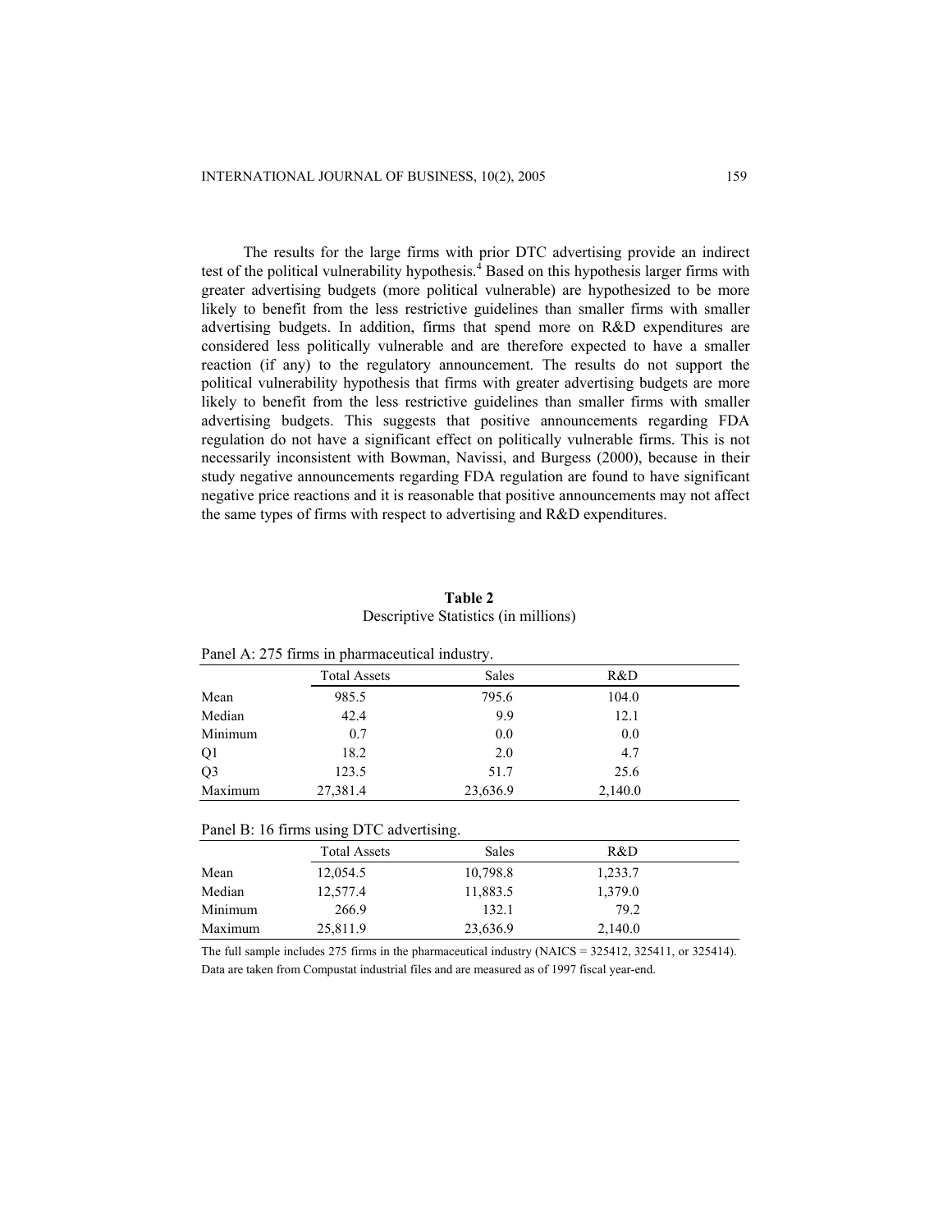The results for the large firms with prior DTC advertising provide an indirect test of the political vulnerability hypothesis.[4] Based on this hypothesis larger firms with greater advertising budgets (more political vulnerable) are hypothesized to be more likely to benefit from the less restrictive guidelines than smaller firms with smaller advertising budgets. In addition, firms that spend more on R&D expenditures are considered less politically vulnerable and are therefore expected to have a smaller reaction (if any) to the regulatory announcement. The results do not support the political vulnerability hypothesis that firms with greater advertising budgets are more likely to benefit from the less restrictive guidelines than smaller firms with smaller advertising budgets. This suggests that positive announcements regarding FDA regulation do not have a significant effect on politically vulnerable firms. This is not necessarily inconsistent with Bowman, Navissi, and Burgess (2000), because in their study negative announcements regarding FDA regulation are found to have significant negative price reactions and it is reasonable that positive announcements may not affect the same types of firms with respect to advertising and R&D expenditures.

**Table 2**
Descriptive Statistics (in millions)

Panel A: 275 firms in pharmaceutical industry.

| | Total Assets | Sales | R&D |
|---|---|---|---|
| Mean | 985.5 | 795.6 | 104.0 |
| Median | 42.4 | 9.9 | 12.1 |
| Minimum | 0.7 | 0.0 | 0.0 |
| Q1 | 18.2 | 2.0 | 4.7 |
| Q3 | 123.5 | 51.7 | 25.6 |
| Maximum | 27,381.4 | 23,636.9 | 2,140.0 |

Panel B: 16 firms using DTC advertising.

| | Total Assets | Sales | R&D |
|---|---|---|---|
| Mean | 12,054.5 | 10,798.8 | 1,233.7 |
| Median | 12,577.4 | 11,883.5 | 1,379.0 |
| Minimum | 266.9 | 132.1 | 79.2 |
| Maximum | 25,811.9 | 23,636.9 | 2,140.0 |

The full sample includes 275 firms in the pharmaceutical industry (NAICS = 325412, 325411, or 325414). Data are taken from Compustat industrial files and are measured as of 1997 fiscal year-end.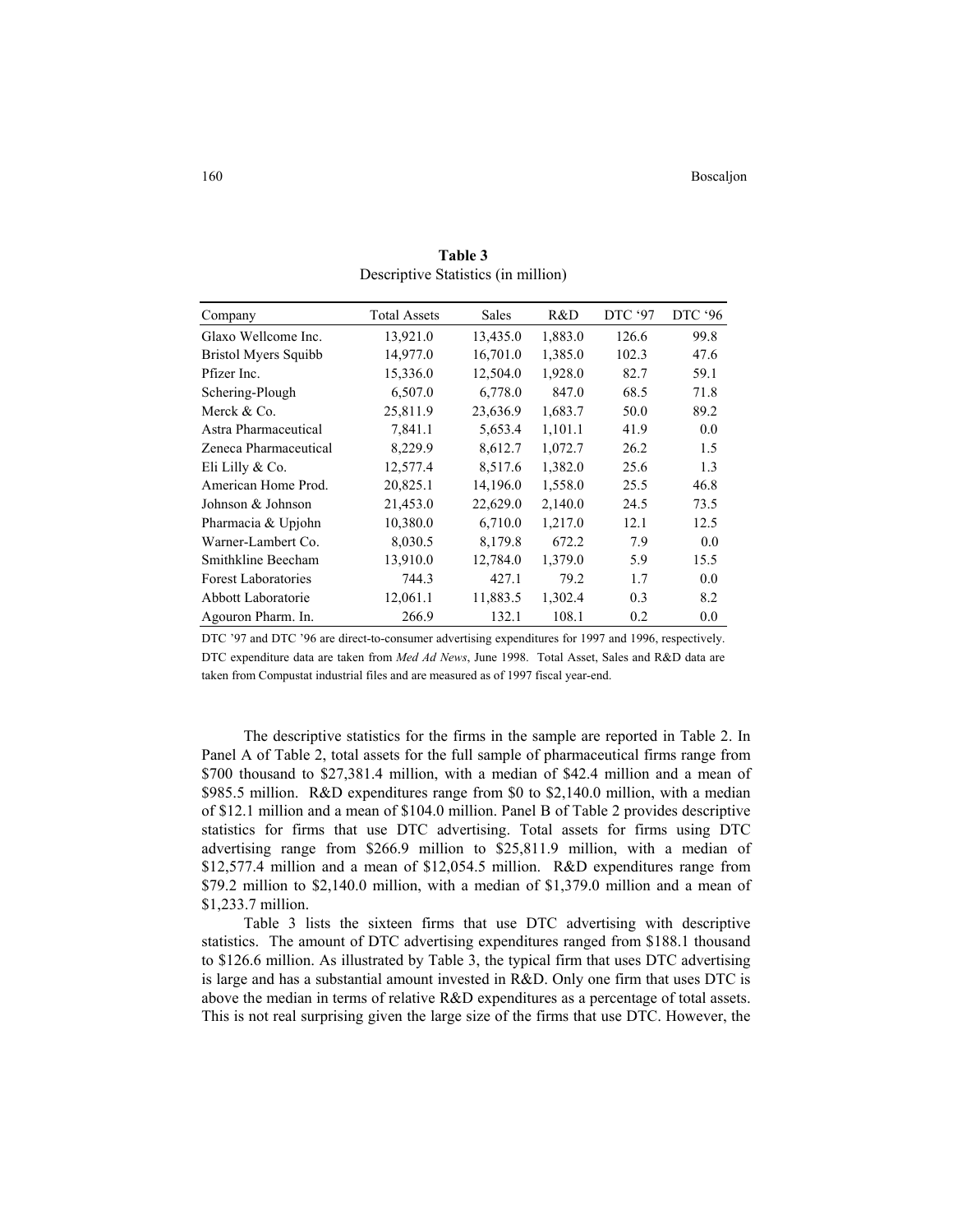**Table 3**
Descriptive Statistics (in million)

| Company | Total Assets | Sales | R&D | DTC '97 | DTC '96 |
|---|---|---|---|---|---|
| Glaxo Wellcome Inc. | 13,921.0 | 13,435.0 | 1,883.0 | 126.6 | 99.8 |
| Bristol Myers Squibb | 14,977.0 | 16,701.0 | 1,385.0 | 102.3 | 47.6 |
| Pfizer Inc. | 15,336.0 | 12,504.0 | 1,928.0 | 82.7 | 59.1 |
| Schering-Plough | 6,507.0 | 6,778.0 | 847.0 | 68.5 | 71.8 |
| Merck & Co. | 25,811.9 | 23,636.9 | 1,683.7 | 50.0 | 89.2 |
| Astra Pharmaceutical | 7,841.1 | 5,653.4 | 1,101.1 | 41.9 | 0.0 |
| Zeneca Pharmaceutical | 8,229.9 | 8,612.7 | 1,072.7 | 26.2 | 1.5 |
| Eli Lilly & Co. | 12,577.4 | 8,517.6 | 1,382.0 | 25.6 | 1.3 |
| American Home Prod. | 20,825.1 | 14,196.0 | 1,558.0 | 25.5 | 46.8 |
| Johnson & Johnson | 21,453.0 | 22,629.0 | 2,140.0 | 24.5 | 73.5 |
| Pharmacia & Upjohn | 10,380.0 | 6,710.0 | 1,217.0 | 12.1 | 12.5 |
| Warner-Lambert Co. | 8,030.5 | 8,179.8 | 672.2 | 7.9 | 0.0 |
| Smithkline Beecham | 13,910.0 | 12,784.0 | 1,379.0 | 5.9 | 15.5 |
| Forest Laboratories | 744.3 | 427.1 | 79.2 | 1.7 | 0.0 |
| Abbott Laboratorie | 12,061.1 | 11,883.5 | 1,302.4 | 0.3 | 8.2 |
| Agouron Pharm. In. | 266.9 | 132.1 | 108.1 | 0.2 | 0.0 |

DTC '97 and DTC '96 are direct-to-consumer advertising expenditures for 1997 and 1996, respectively. DTC expenditure data are taken from *Med Ad News*, June 1998. Total Asset, Sales and R&D data are taken from Compustat industrial files and are measured as of 1997 fiscal year-end.

The descriptive statistics for the firms in the sample are reported in Table 2. In Panel A of Table 2, total assets for the full sample of pharmaceutical firms range from \$700 thousand to \$27,381.4 million, with a median of \$42.4 million and a mean of \$985.5 million. R&D expenditures range from \$0 to \$2,140.0 million, with a median of \$12.1 million and a mean of \$104.0 million. Panel B of Table 2 provides descriptive statistics for firms that use DTC advertising. Total assets for firms using DTC advertising range from \$266.9 million to \$25,811.9 million, with a median of \$12,577.4 million and a mean of \$12,054.5 million. R&D expenditures range from \$79.2 million to \$2,140.0 million, with a median of \$1,379.0 million and a mean of \$1,233.7 million.

Table 3 lists the sixteen firms that use DTC advertising with descriptive statistics. The amount of DTC advertising expenditures ranged from \$188.1 thousand to \$126.6 million. As illustrated by Table 3, the typical firm that uses DTC advertising is large and has a substantial amount invested in R&D. Only one firm that uses DTC is above the median in terms of relative R&D expenditures as a percentage of total assets. This is not real surprising given the large size of the firms that use DTC. However, the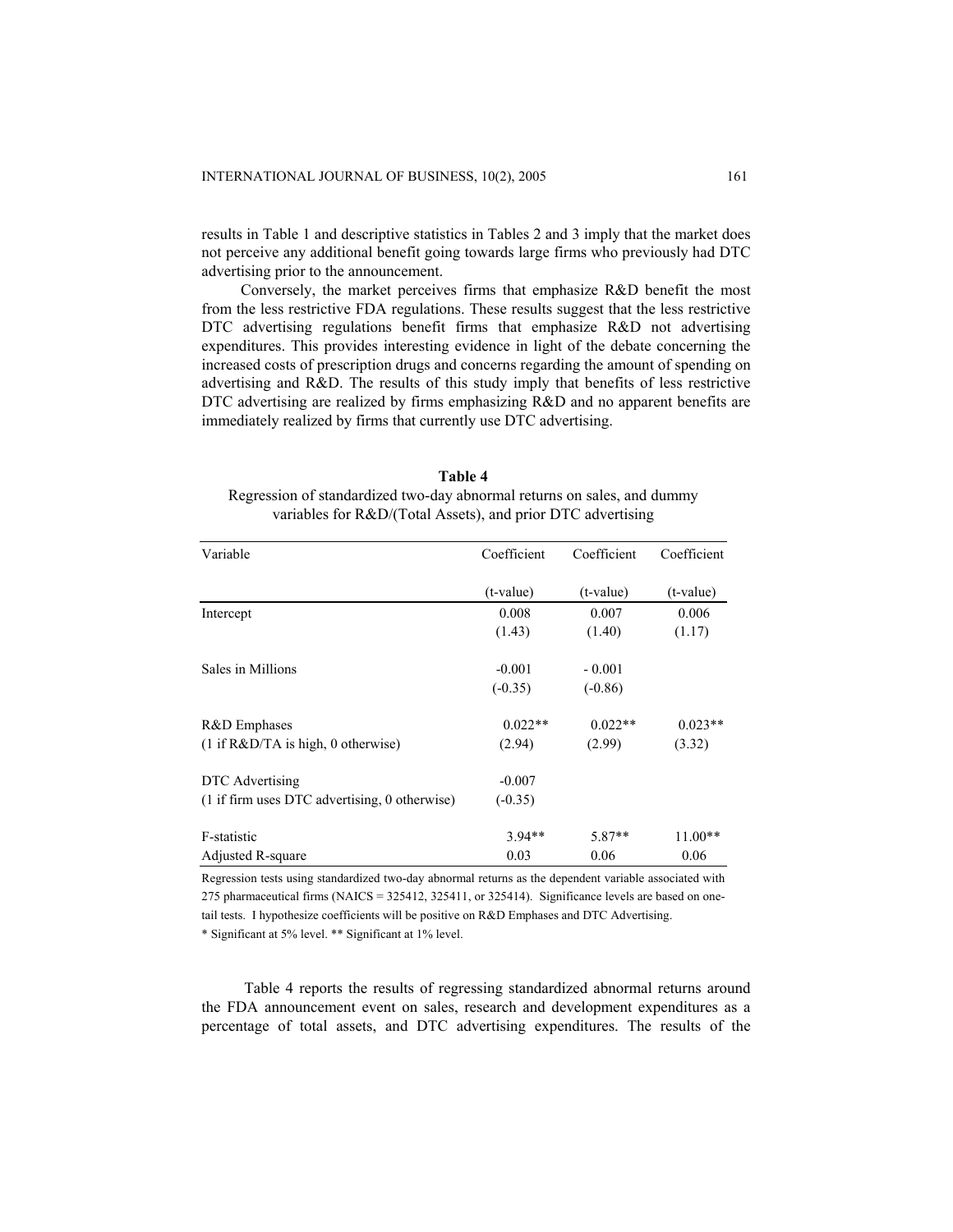results in Table 1 and descriptive statistics in Tables 2 and 3 imply that the market does not perceive any additional benefit going towards large firms who previously had DTC advertising prior to the announcement.

Conversely, the market perceives firms that emphasize R&D benefit the most from the less restrictive FDA regulations. These results suggest that the less restrictive DTC advertising regulations benefit firms that emphasize R&D not advertising expenditures. This provides interesting evidence in light of the debate concerning the increased costs of prescription drugs and concerns regarding the amount of spending on advertising and R&D. The results of this study imply that benefits of less restrictive DTC advertising are realized by firms emphasizing R&D and no apparent benefits are immediately realized by firms that currently use DTC advertising.

**Table 4**
Regression of standardized two-day abnormal returns on sales, and dummy variables for R&D/(Total Assets), and prior DTC advertising

| Variable | Coefficient (t-value) | Coefficient (t-value) | Coefficient (t-value) |
|---|---|---|---|
| Intercept | 0.008 | 0.007 | 0.006 |
| | (1.43) | (1.40) | (1.17) |
| Sales in Millions | -0.001 | - 0.001 | |
| | (-0.35) | (-0.86) | |
| R&D Emphases | 0.022** | 0.022** | 0.023** |
| (1 if R&D/TA is high, 0 otherwise) | (2.94) | (2.99) | (3.32) |
| DTC Advertising | -0.007 | | |
| (1 if firm uses DTC advertising, 0 otherwise) | (-0.35) | | |
| F-statistic | 3.94** | 5.87** | 11.00** |
| Adjusted R-square | 0.03 | 0.06 | 0.06 |

Regression tests using standardized two-day abnormal returns as the dependent variable associated with 275 pharmaceutical firms (NAICS = 325412, 325411, or 325414). Significance levels are based on one-tail tests. I hypothesize coefficients will be positive on R&D Emphases and DTC Advertising.
* Significant at 5% level. ** Significant at 1% level.

Table 4 reports the results of regressing standardized abnormal returns around the FDA announcement event on sales, research and development expenditures as a percentage of total assets, and DTC advertising expenditures. The results of the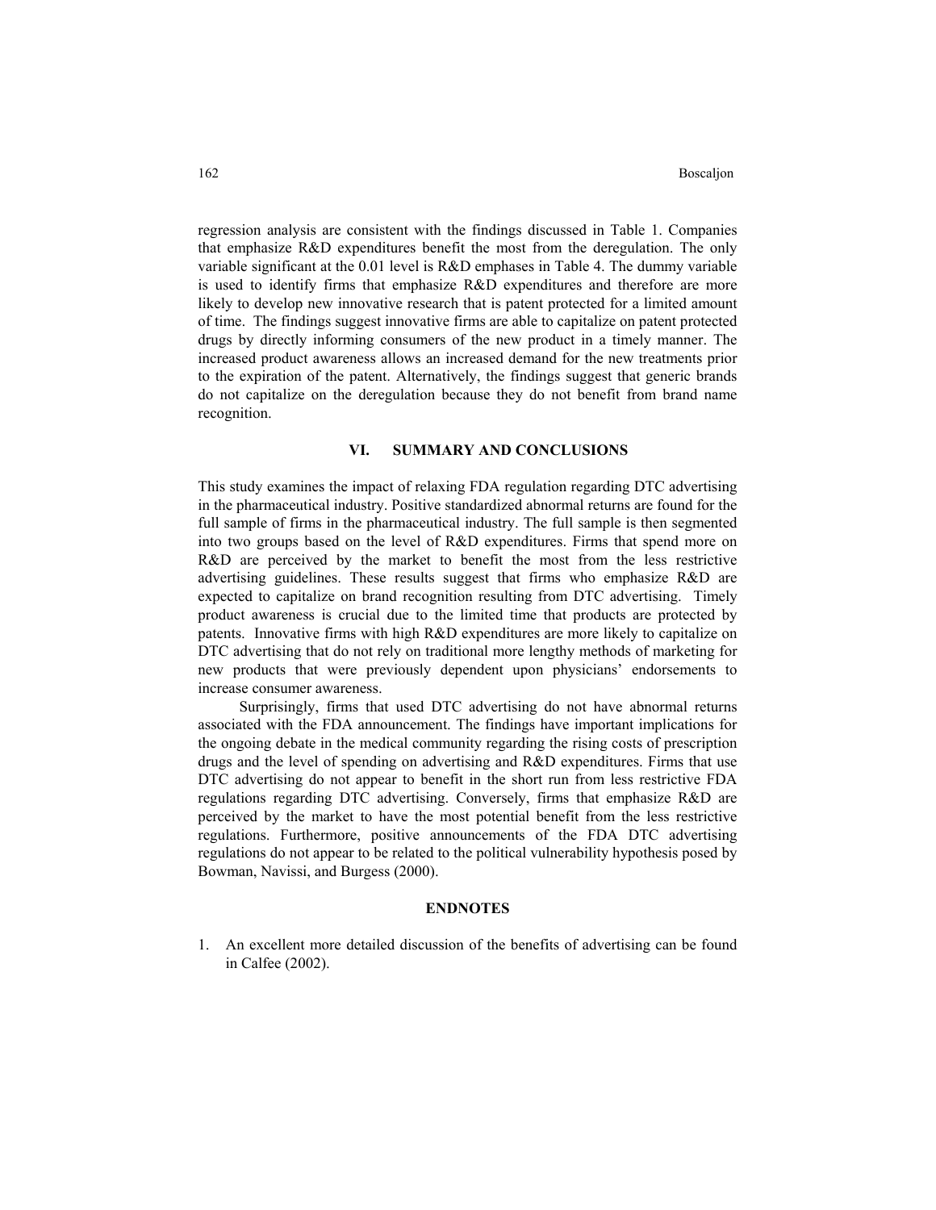regression analysis are consistent with the findings discussed in Table 1. Companies that emphasize R&D expenditures benefit the most from the deregulation. The only variable significant at the 0.01 level is R&D emphases in Table 4. The dummy variable is used to identify firms that emphasize R&D expenditures and therefore are more likely to develop new innovative research that is patent protected for a limited amount of time. The findings suggest innovative firms are able to capitalize on patent protected drugs by directly informing consumers of the new product in a timely manner. The increased product awareness allows an increased demand for the new treatments prior to the expiration of the patent. Alternatively, the findings suggest that generic brands do not capitalize on the deregulation because they do not benefit from brand name recognition.

## VI. SUMMARY AND CONCLUSIONS

This study examines the impact of relaxing FDA regulation regarding DTC advertising in the pharmaceutical industry. Positive standardized abnormal returns are found for the full sample of firms in the pharmaceutical industry. The full sample is then segmented into two groups based on the level of R&D expenditures. Firms that spend more on R&D are perceived by the market to benefit the most from the less restrictive advertising guidelines. These results suggest that firms who emphasize R&D are expected to capitalize on brand recognition resulting from DTC advertising. Timely product awareness is crucial due to the limited time that products are protected by patents. Innovative firms with high R&D expenditures are more likely to capitalize on DTC advertising that do not rely on traditional more lengthy methods of marketing for new products that were previously dependent upon physicians' endorsements to increase consumer awareness.

Surprisingly, firms that used DTC advertising do not have abnormal returns associated with the FDA announcement. The findings have important implications for the ongoing debate in the medical community regarding the rising costs of prescription drugs and the level of spending on advertising and R&D expenditures. Firms that use DTC advertising do not appear to benefit in the short run from less restrictive FDA regulations regarding DTC advertising. Conversely, firms that emphasize R&D are perceived by the market to have the most potential benefit from the less restrictive regulations. Furthermore, positive announcements of the FDA DTC advertising regulations do not appear to be related to the political vulnerability hypothesis posed by Bowman, Navissi, and Burgess (2000).

## ENDNOTES

1. An excellent more detailed discussion of the benefits of advertising can be found in Calfee (2002).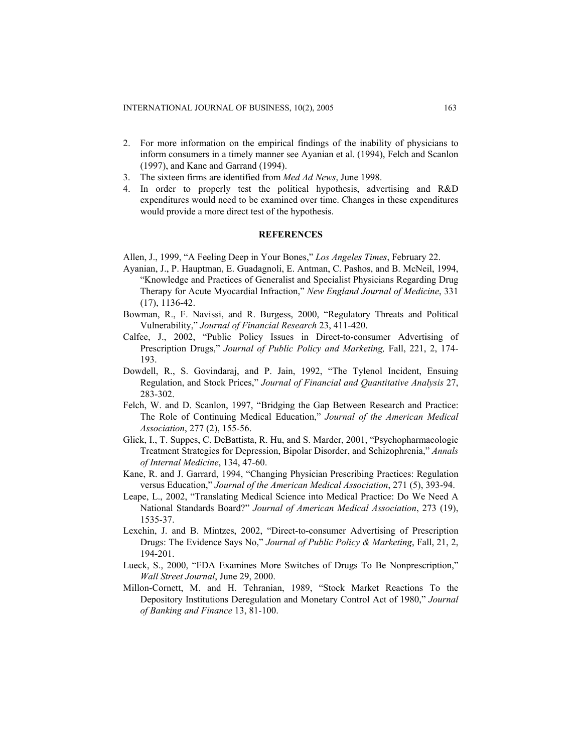2. For more information on the empirical findings of the inability of physicians to inform consumers in a timely manner see Ayanian et al. (1994), Felch and Scanlon (1997), and Kane and Garrand (1994).
3. The sixteen firms are identified from *Med Ad News*, June 1998.
4. In order to properly test the political hypothesis, advertising and R&D expenditures would need to be examined over time. Changes in these expenditures would provide a more direct test of the hypothesis.

## REFERENCES

Allen, J., 1999, "A Feeling Deep in Your Bones," *Los Angeles Times*, February 22.

Ayanian, J., P. Hauptman, E. Guadagnoli, E. Antman, C. Pashos, and B. McNeil, 1994, "Knowledge and Practices of Generalist and Specialist Physicians Regarding Drug Therapy for Acute Myocardial Infraction," *New England Journal of Medicine*, 331 (17), 1136-42.

Bowman, R., F. Navissi, and R. Burgess, 2000, "Regulatory Threats and Political Vulnerability," *Journal of Financial Research* 23, 411-420.

Calfee, J., 2002, "Public Policy Issues in Direct-to-consumer Advertising of Prescription Drugs," *Journal of Public Policy and Marketing,* Fall, 221, 2, 174-193.

Dowdell, R., S. Govindaraj, and P. Jain, 1992, "The Tylenol Incident, Ensuing Regulation, and Stock Prices," *Journal of Financial and Quantitative Analysis* 27, 283-302.

Felch, W. and D. Scanlon, 1997, "Bridging the Gap Between Research and Practice: The Role of Continuing Medical Education," *Journal of the American Medical Association*, 277 (2), 155-56.

Glick, I., T. Suppes, C. DeBattista, R. Hu, and S. Marder, 2001, "Psychopharmacologic Treatment Strategies for Depression, Bipolar Disorder, and Schizophrenia," *Annals of Internal Medicine*, 134, 47-60.

Kane, R. and J. Garrard, 1994, "Changing Physician Prescribing Practices: Regulation versus Education," *Journal of the American Medical Association*, 271 (5), 393-94.

Leape, L., 2002, "Translating Medical Science into Medical Practice: Do We Need A National Standards Board?" *Journal of American Medical Association*, 273 (19), 1535-37.

Lexchin, J. and B. Mintzes, 2002, "Direct-to-consumer Advertising of Prescription Drugs: The Evidence Says No," *Journal of Public Policy & Marketing*, Fall, 21, 2, 194-201.

Lueck, S., 2000, "FDA Examines More Switches of Drugs To Be Nonprescription," *Wall Street Journal*, June 29, 2000.

Millon-Cornett, M. and H. Tehranian, 1989, "Stock Market Reactions To the Depository Institutions Deregulation and Monetary Control Act of 1980," *Journal of Banking and Finance* 13, 81-100.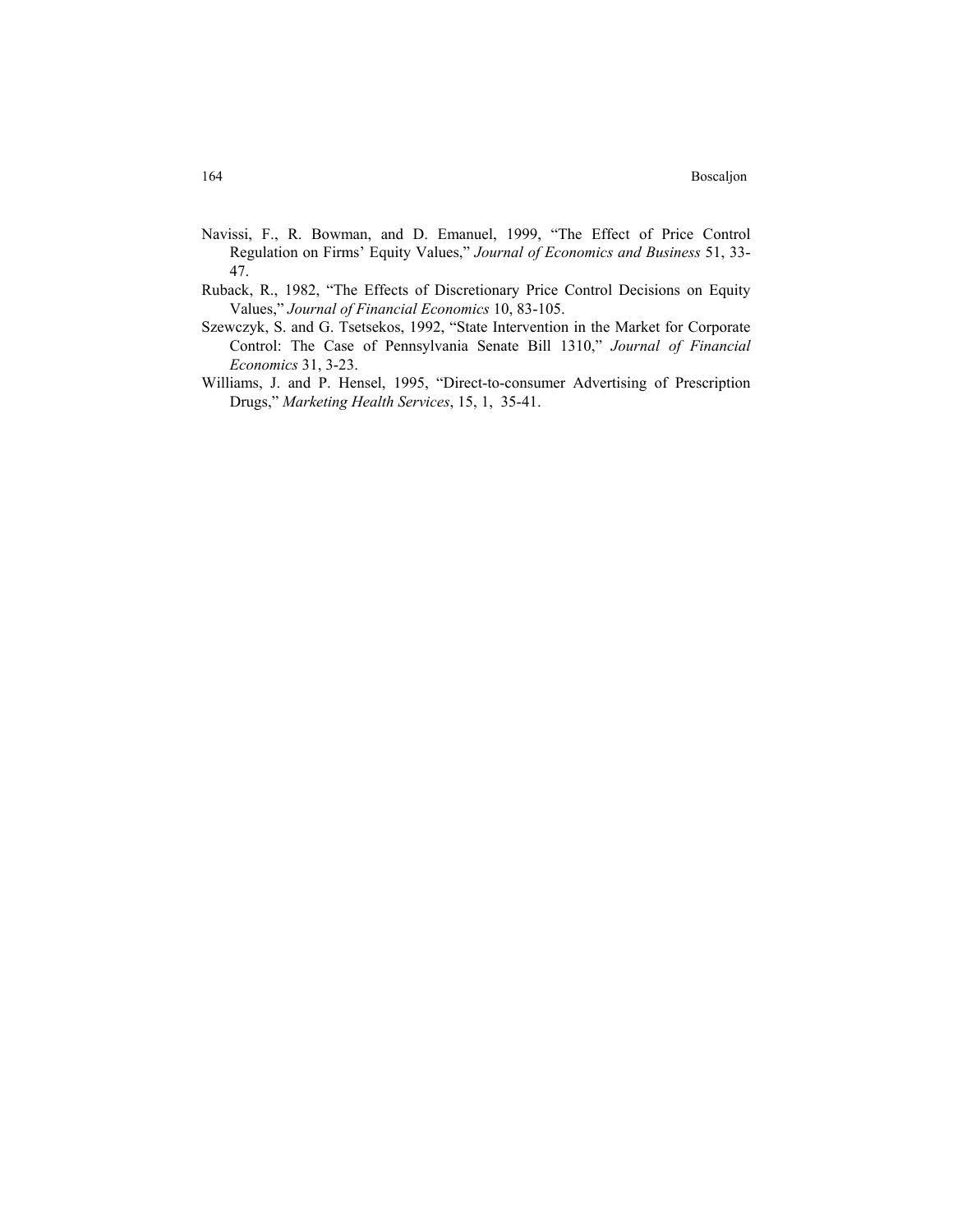Navissi, F., R. Bowman, and D. Emanuel, 1999, "The Effect of Price Control Regulation on Firms' Equity Values," *Journal of Economics and Business* 51, 33-47.

Ruback, R., 1982, "The Effects of Discretionary Price Control Decisions on Equity Values," *Journal of Financial Economics* 10, 83-105.

Szewczyk, S. and G. Tsetsekos, 1992, "State Intervention in the Market for Corporate Control: The Case of Pennsylvania Senate Bill 1310," *Journal of Financial Economics* 31, 3-23.

Williams, J. and P. Hensel, 1995, "Direct-to-consumer Advertising of Prescription Drugs," *Marketing Health Services*, 15, 1, 35-41.